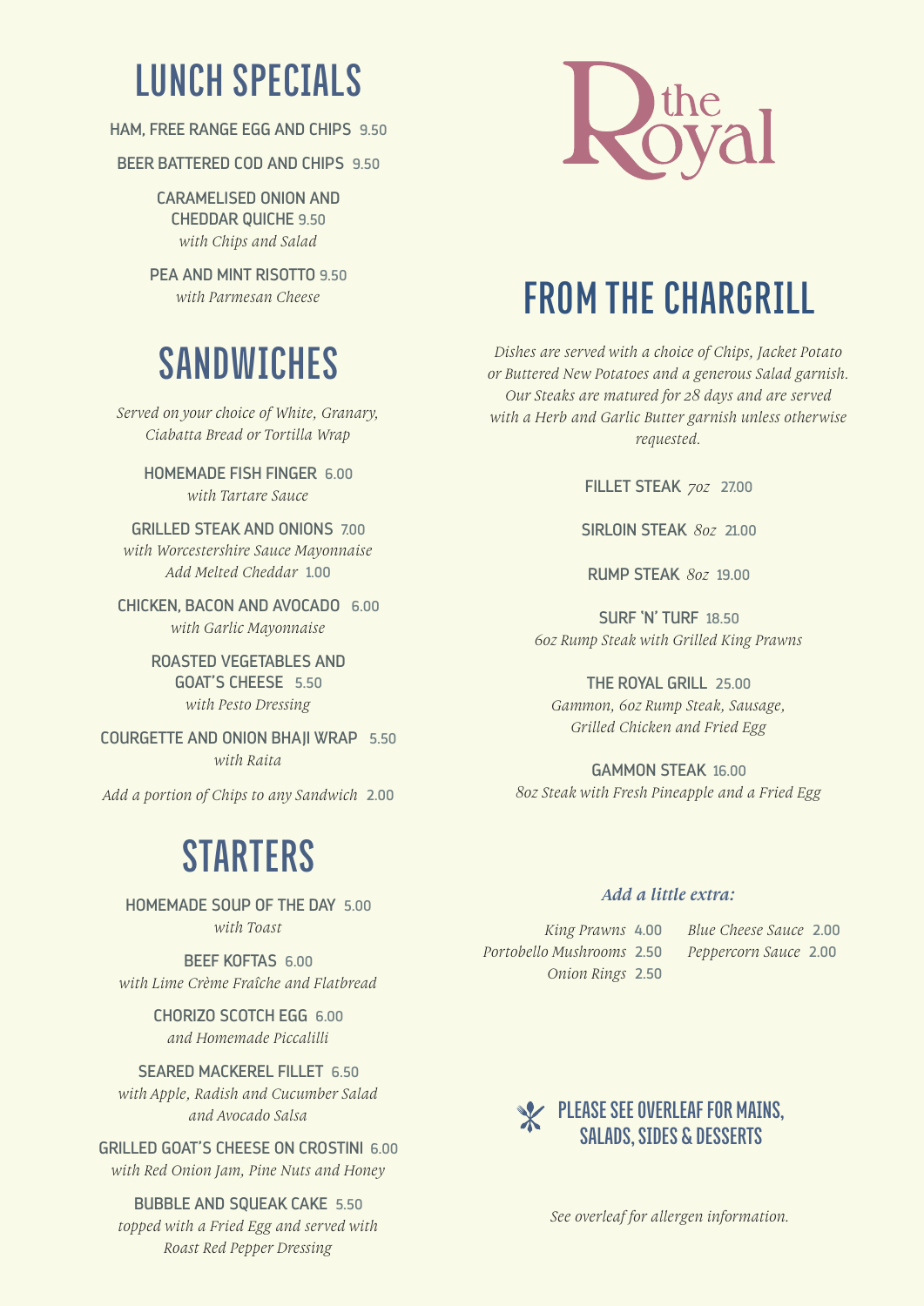# LUNCH SPECIALS

**HAM, FREE RANGE EGG AND CHIPS** 9.50

**BEER BATTERED COD AND CHIPS** 9.50

**CARAMELISED ONION AND CHEDDAR QUICHE** 9.50
*with Chips and Salad*

**PEA AND MINT RISOTTO** 9.50
*with Parmesan Cheese*

# SANDWICHES

*Served on your choice of White, Granary, Ciabatta Bread or Tortilla Wrap*

**HOMEMADE FISH FINGER** 6.00
*with Tartare Sauce*

**GRILLED STEAK AND ONIONS** 7.00
*with Worcestershire Sauce Mayonnaise*
*Add Melted Cheddar* 1.00

**CHICKEN, BACON AND AVOCADO** 6.00
*with Garlic Mayonnaise*

**ROASTED VEGETABLES AND GOAT'S CHEESE** 5.50
*with Pesto Dressing*

**COURGETTE AND ONION BHAJI WRAP** 5.50
*with Raita*

*Add a portion of Chips to any Sandwich* 2.00

# STARTERS

**HOMEMADE SOUP OF THE DAY** 5.00
*with Toast*

**BEEF KOFTAS** 6.00
*with Lime Crème Fraîche and Flatbread*

**CHORIZO SCOTCH EGG** 6.00
*and Homemade Piccalilli*

**SEARED MACKEREL FILLET** 6.50
*with Apple, Radish and Cucumber Salad and Avocado Salsa*

**GRILLED GOAT'S CHEESE ON CROSTINI** 6.00
*with Red Onion Jam, Pine Nuts and Honey*

**BUBBLE AND SQUEAK CAKE** 5.50
*topped with a Fried Egg and served with Roast Red Pepper Dressing*

the Royal

# FROM THE CHARGRILL

*Dishes are served with a choice of Chips, Jacket Potato or Buttered New Potatoes and a generous Salad garnish. Our Steaks are matured for 28 days and are served with a Herb and Garlic Butter garnish unless otherwise requested.*

**FILLET STEAK** *7oz* 27.00

**SIRLOIN STEAK** *8oz* 21.00

**RUMP STEAK** *8oz* 19.00

**SURF 'N' TURF** 18.50
*6oz Rump Steak with Grilled King Prawns*

**THE ROYAL GRILL** 25.00
*Gammon, 6oz Rump Steak, Sausage, Grilled Chicken and Fried Egg*

**GAMMON STEAK** 16.00
*8oz Steak with Fresh Pineapple and a Fried Egg*

### *Add a little extra:*

*King Prawns* 4.00
*Portobello Mushrooms* 2.50
*Onion Rings* 2.50
*Blue Cheese Sauce* 2.00
*Peppercorn Sauce* 2.00

**PLEASE SEE OVERLEAF FOR MAINS, SALADS, SIDES & DESSERTS**

*See overleaf for allergen information.*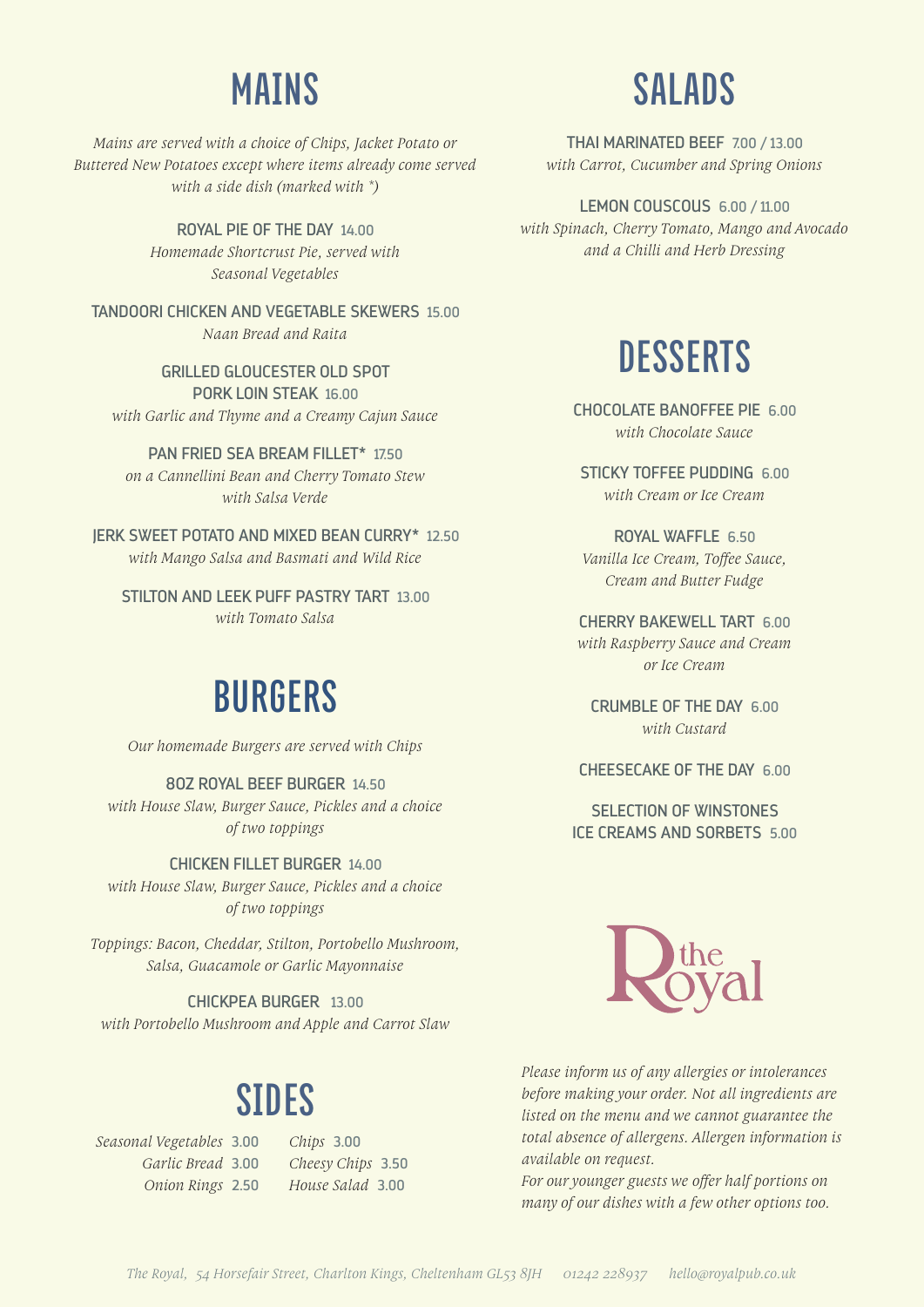# MAINS

*Mains are served with a choice of Chips, Jacket Potato or Buttered New Potatoes except where items already come served with a side dish (marked with \*)*

**ROYAL PIE OF THE DAY** 14.00
*Homemade Shortcrust Pie, served with Seasonal Vegetables*

**TANDOORI CHICKEN AND VEGETABLE SKEWERS** 15.00
*Naan Bread and Raita*

**GRILLED GLOUCESTER OLD SPOT PORK LOIN STEAK** 16.00
*with Garlic and Thyme and a Creamy Cajun Sauce*

**PAN FRIED SEA BREAM FILLET\*** 17.50
*on a Cannellini Bean and Cherry Tomato Stew with Salsa Verde*

**JERK SWEET POTATO AND MIXED BEAN CURRY\*** 12.50
*with Mango Salsa and Basmati and Wild Rice*

**STILTON AND LEEK PUFF PASTRY TART** 13.00
*with Tomato Salsa*

# BURGERS

*Our homemade Burgers are served with Chips*

**8OZ ROYAL BEEF BURGER** 14.50
*with House Slaw, Burger Sauce, Pickles and a choice of two toppings*

**CHICKEN FILLET BURGER** 14.00
*with House Slaw, Burger Sauce, Pickles and a choice of two toppings*

*Toppings: Bacon, Cheddar, Stilton, Portobello Mushroom, Salsa, Guacamole or Garlic Mayonnaise*

**CHICKPEA BURGER** 13.00
*with Portobello Mushroom and Apple and Carrot Slaw*

# SIDES

*Seasonal Vegetables* 3.00
*Garlic Bread* 3.00
*Onion Rings* 2.50
*Chips* 3.00
*Cheesy Chips* 3.50
*House Salad* 3.00

# SALADS

**THAI MARINATED BEEF** 7.00 / 13.00
*with Carrot, Cucumber and Spring Onions*

**LEMON COUSCOUS** 6.00 / 11.00
*with Spinach, Cherry Tomato, Mango and Avocado and a Chilli and Herb Dressing*

# DESSERTS

**CHOCOLATE BANOFFEE PIE** 6.00
*with Chocolate Sauce*

**STICKY TOFFEE PUDDING** 6.00
*with Cream or Ice Cream*

**ROYAL WAFFLE** 6.50
*Vanilla Ice Cream, Toffee Sauce, Cream and Butter Fudge*

**CHERRY BAKEWELL TART** 6.00
*with Raspberry Sauce and Cream or Ice Cream*

**CRUMBLE OF THE DAY** 6.00
*with Custard*

**CHEESECAKE OF THE DAY** 6.00

**SELECTION OF WINSTONES ICE CREAMS AND SORBETS** 5.00

the Royal

*Please inform us of any allergies or intolerances before making your order. Not all ingredients are listed on the menu and we cannot guarantee the total absence of allergens. Allergen information is available on request.*
*For our younger guests we offer half portions on many of our dishes with a few other options too.*

*The Royal, 54 Horsefair Street, Charlton Kings, Cheltenham GL53 8JH 01242 228937 hello@royalpub.co.uk*